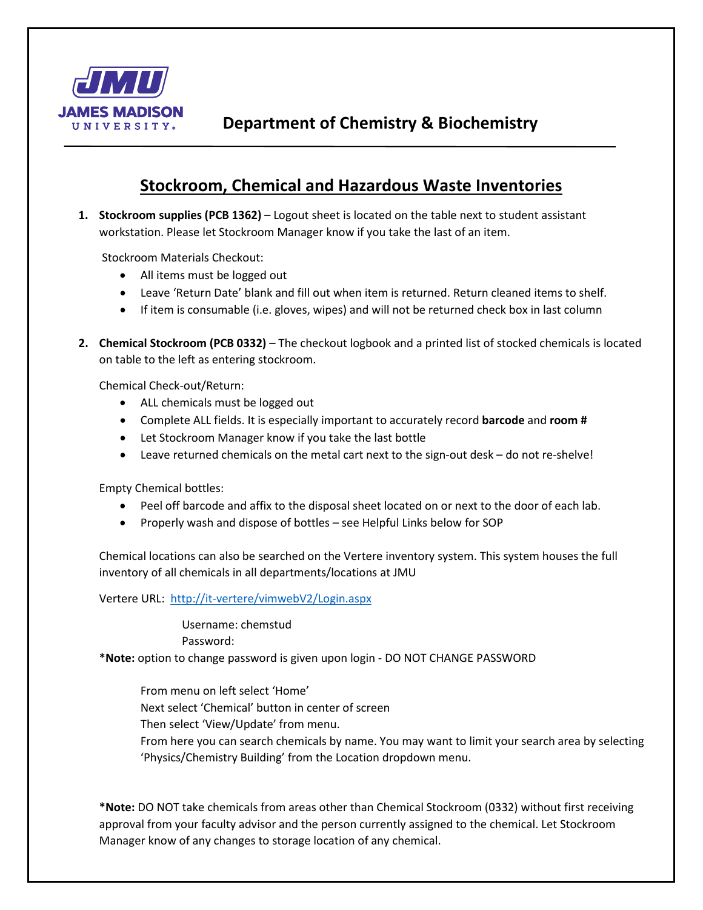JAMES MADISON UNIVERSITY

# Department of Chemistry & Biochemistry

## Stockroom, Chemical and Hazardous Waste Inventories

1. **Stockroom supplies (PCB 1362)** – Logout sheet is located on the table next to student assistant workstation. Please let Stockroom Manager know if you take the last of an item.

   Stockroom Materials Checkout:
   - All items must be logged out
   - Leave 'Return Date' blank and fill out when item is returned. Return cleaned items to shelf.
   - If item is consumable (i.e. gloves, wipes) and will not be returned check box in last column

2. **Chemical Stockroom (PCB 0332)** – The checkout logbook and a printed list of stocked chemicals is located on table to the left as entering stockroom.

   Chemical Check-out/Return:
   - ALL chemicals must be logged out
   - Complete ALL fields. It is especially important to accurately record **barcode** and **room #**
   - Let Stockroom Manager know if you take the last bottle
   - Leave returned chemicals on the metal cart next to the sign-out desk – do not re-shelve!

   Empty Chemical bottles:
   - Peel off barcode and affix to the disposal sheet located on or next to the door of each lab.
   - Properly wash and dispose of bottles – see Helpful Links below for SOP

   Chemical locations can also be searched on the Vertere inventory system. This system houses the full inventory of all chemicals in all departments/locations at JMU

   Vertere URL: http://it-vertere/vimwebV2/Login.aspx

   Username: chemstud
   Password:

   ***Note:** option to change password is given upon login - DO NOT CHANGE PASSWORD

   From menu on left select 'Home'
   Next select 'Chemical' button in center of screen
   Then select 'View/Update' from menu.
   From here you can search chemicals by name. You may want to limit your search area by selecting 'Physics/Chemistry Building' from the Location dropdown menu.

   ***Note:** DO NOT take chemicals from areas other than Chemical Stockroom (0332) without first receiving approval from your faculty advisor and the person currently assigned to the chemical. Let Stockroom Manager know of any changes to storage location of any chemical.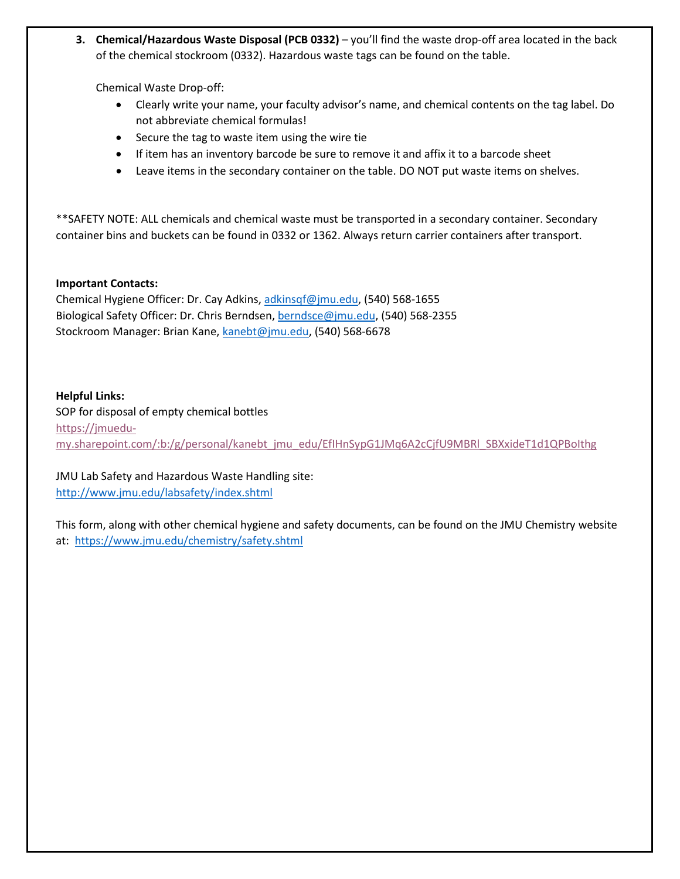3. **Chemical/Hazardous Waste Disposal (PCB 0332)** – you'll find the waste drop-off area located in the back of the chemical stockroom (0332). Hazardous waste tags can be found on the table.

   Chemical Waste Drop-off:

   - Clearly write your name, your faculty advisor's name, and chemical contents on the tag label. Do not abbreviate chemical formulas!
   - Secure the tag to waste item using the wire tie
   - If item has an inventory barcode be sure to remove it and affix it to a barcode sheet
   - Leave items in the secondary container on the table. DO NOT put waste items on shelves.

**SAFETY NOTE: ALL chemicals and chemical waste must be transported in a secondary container. Secondary container bins and buckets can be found in 0332 or 1362. Always return carrier containers after transport.

**Important Contacts:**

Chemical Hygiene Officer: Dr. Cay Adkins, adkinsqf@jmu.edu, (540) 568-1655
Biological Safety Officer: Dr. Chris Berndsen, berndsce@jmu.edu, (540) 568-2355
Stockroom Manager: Brian Kane, kanebt@jmu.edu, (540) 568-6678

**Helpful Links:**

SOP for disposal of empty chemical bottles
https://jmuedu-my.sharepoint.com/:b:/g/personal/kanebt_jmu_edu/EfIHnSypG1JMq6A2cCjfU9MBRl_SBXxideT1d1QPBoIthg

JMU Lab Safety and Hazardous Waste Handling site:
http://www.jmu.edu/labsafety/index.shtml

This form, along with other chemical hygiene and safety documents, can be found on the JMU Chemistry website at: https://www.jmu.edu/chemistry/safety.shtml